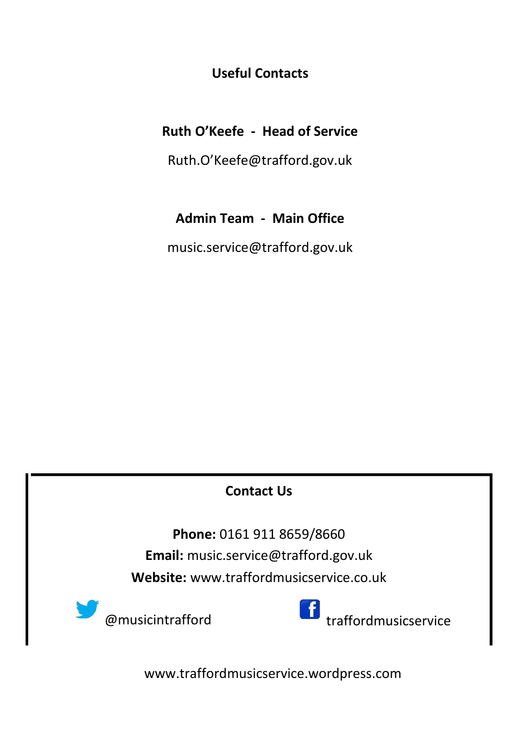## Useful Contacts

**Ruth O'Keefe - Head of Service**

Ruth.O'Keefe@trafford.gov.uk

**Admin Team - Main Office**

music.service@trafford.gov.uk

## Contact Us

**Phone:** 0161 911 8659/8660

**Email:** music.service@trafford.gov.uk

**Website:** www.traffordmusicservice.co.uk

@musicintrafford

traffordmusicservice

www.traffordmusicservice.wordpress.com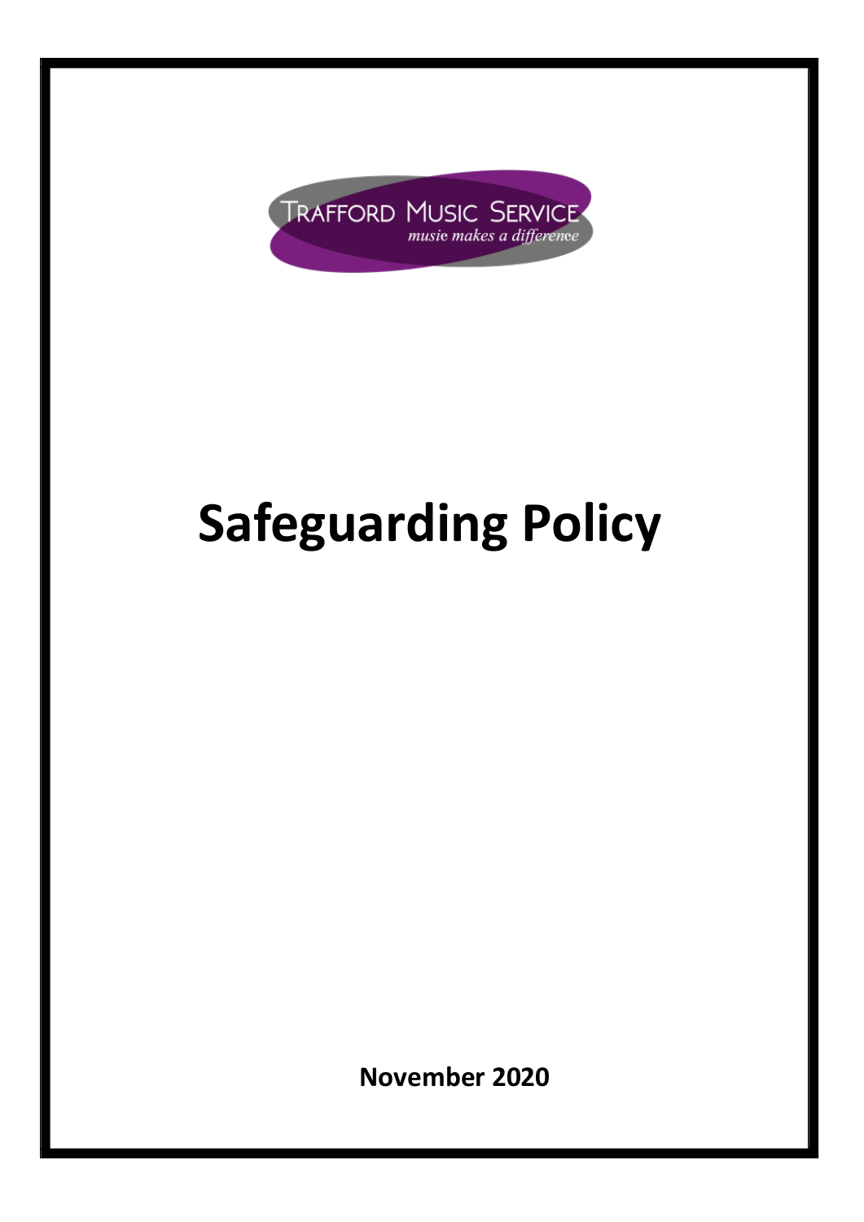TRAFFORD MUSIC SERVICE

*music makes a difference*

# Safeguarding Policy

**November 2020**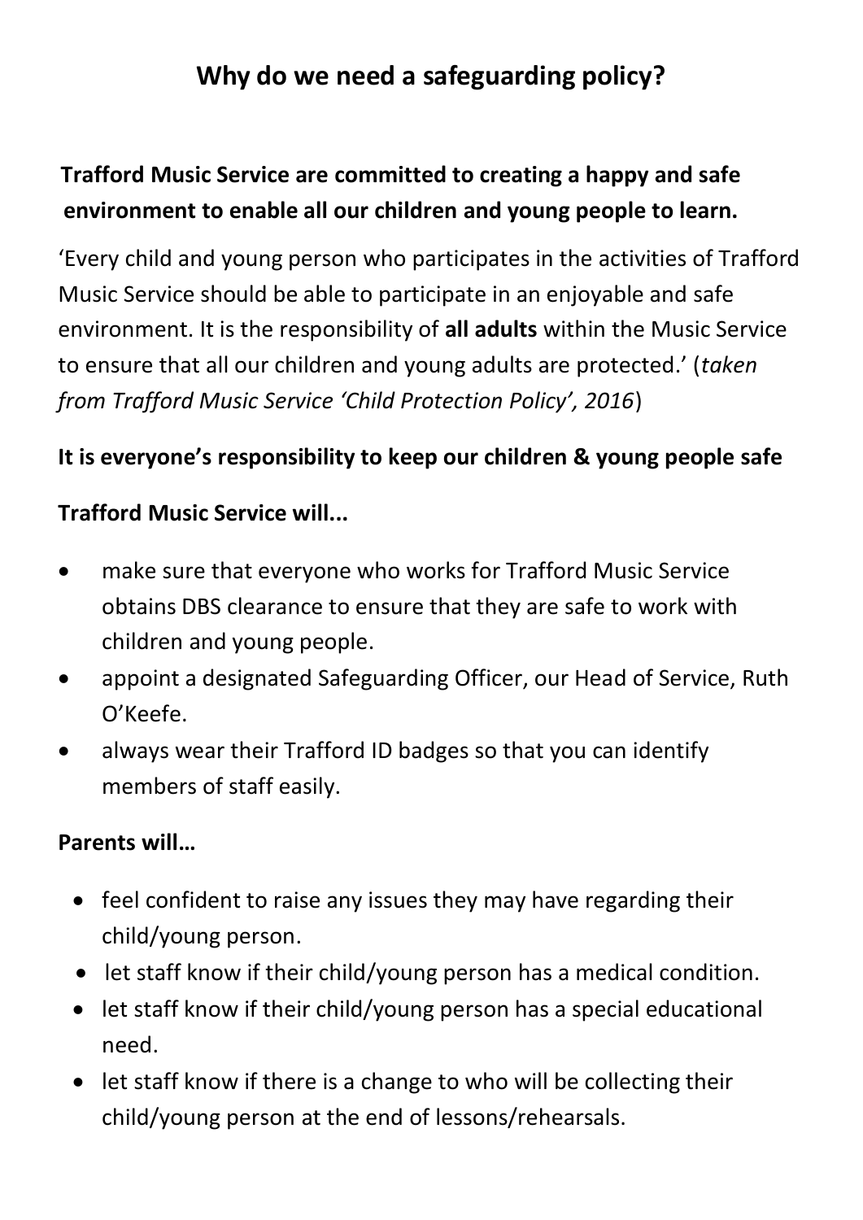# Why do we need a safeguarding policy?

**Trafford Music Service are committed to creating a happy and safe environment to enable all our children and young people to learn.**

'Every child and young person who participates in the activities of Trafford Music Service should be able to participate in an enjoyable and safe environment. It is the responsibility of **all adults** within the Music Service to ensure that all our children and young adults are protected.' (*taken from Trafford Music Service 'Child Protection Policy', 2016*)

**It is everyone's responsibility to keep our children & young people safe**

**Trafford Music Service will...**

- make sure that everyone who works for Trafford Music Service obtains DBS clearance to ensure that they are safe to work with children and young people.
- appoint a designated Safeguarding Officer, our Head of Service, Ruth O'Keefe.
- always wear their Trafford ID badges so that you can identify members of staff easily.

**Parents will…**

- feel confident to raise any issues they may have regarding their child/young person.
- let staff know if their child/young person has a medical condition.
- let staff know if their child/young person has a special educational need.
- let staff know if there is a change to who will be collecting their child/young person at the end of lessons/rehearsals.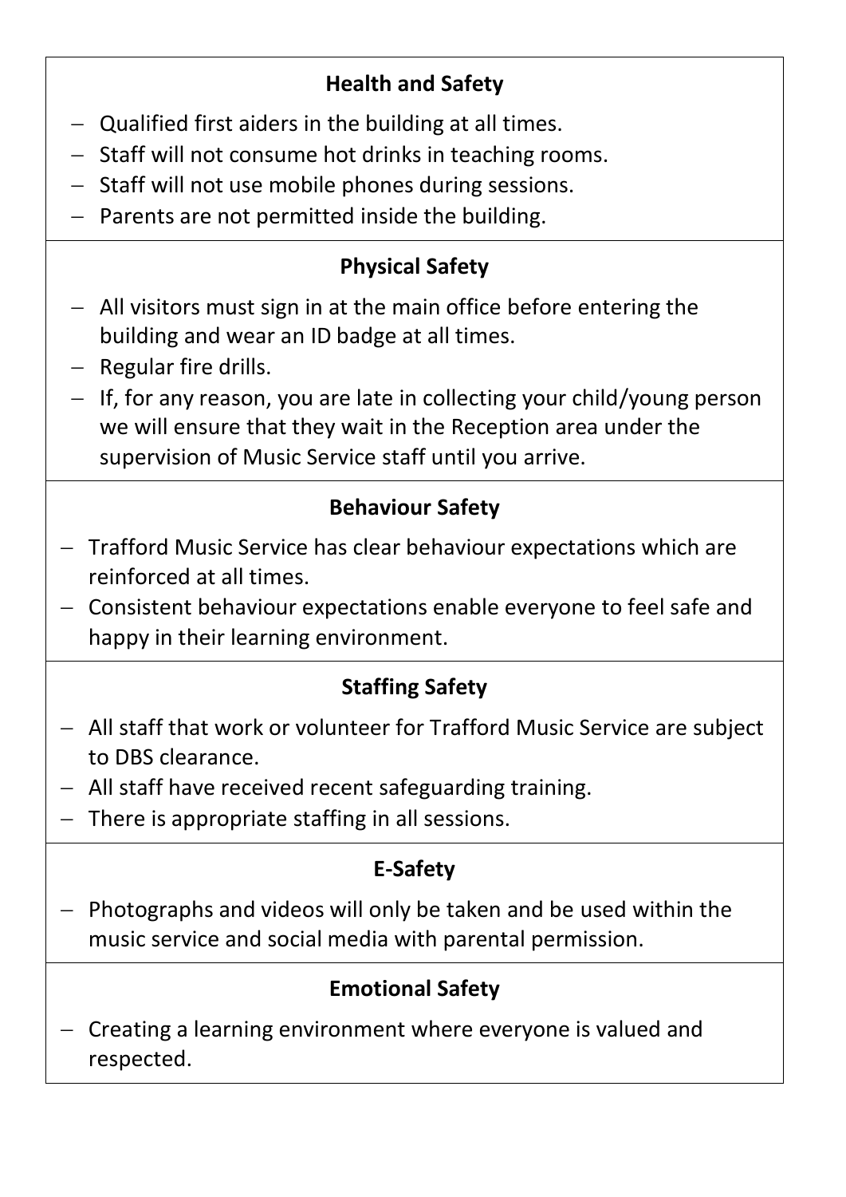### Health and Safety

- Qualified first aiders in the building at all times.
- Staff will not consume hot drinks in teaching rooms.
- Staff will not use mobile phones during sessions.
- Parents are not permitted inside the building.

### Physical Safety

- All visitors must sign in at the main office before entering the building and wear an ID badge at all times.
- Regular fire drills.
- If, for any reason, you are late in collecting your child/young person we will ensure that they wait in the Reception area under the supervision of Music Service staff until you arrive.

### Behaviour Safety

- Trafford Music Service has clear behaviour expectations which are reinforced at all times.
- Consistent behaviour expectations enable everyone to feel safe and happy in their learning environment.

### Staffing Safety

- All staff that work or volunteer for Trafford Music Service are subject to DBS clearance.
- All staff have received recent safeguarding training.
- There is appropriate staffing in all sessions.

### E-Safety

- Photographs and videos will only be taken and be used within the music service and social media with parental permission.

### Emotional Safety

- Creating a learning environment where everyone is valued and respected.